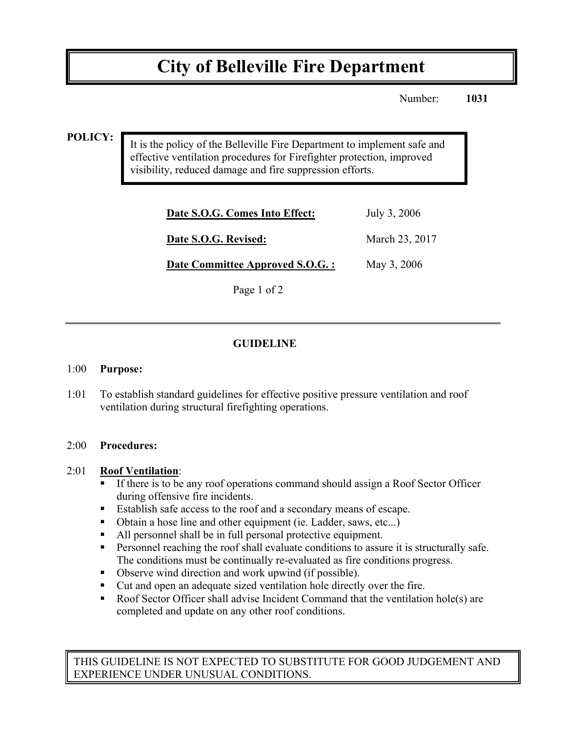# City of Belleville Fire Department

Number: **1031**

**POLICY:**

It is the policy of the Belleville Fire Department to implement safe and effective ventilation procedures for Firefighter protection, improved visibility, reduced damage and fire suppression efforts.

| | |
|---|---|
| **Date S.O.G. Comes Into Effect:** | July 3, 2006 |
| **Date S.O.G. Revised:** | March 23, 2017 |
| **Date Committee Approved S.O.G. :** | May 3, 2006 |

## GUIDELINE

1:00 **Purpose:**

1:01 To establish standard guidelines for effective positive pressure ventilation and roof ventilation during structural firefighting operations.

2:00 **Procedures:**

2:01 **Roof Ventilation**:

- If there is to be any roof operations command should assign a Roof Sector Officer during offensive fire incidents.
- Establish safe access to the roof and a secondary means of escape.
- Obtain a hose line and other equipment (ie. Ladder, saws, etc...)
- All personnel shall be in full personal protective equipment.
- Personnel reaching the roof shall evaluate conditions to assure it is structurally safe. The conditions must be continually re-evaluated as fire conditions progress.
- Observe wind direction and work upwind (if possible).
- Cut and open an adequate sized ventilation hole directly over the fire.
- Roof Sector Officer shall advise Incident Command that the ventilation hole(s) are completed and update on any other roof conditions.

THIS GUIDELINE IS NOT EXPECTED TO SUBSTITUTE FOR GOOD JUDGEMENT AND EXPERIENCE UNDER UNUSUAL CONDITIONS.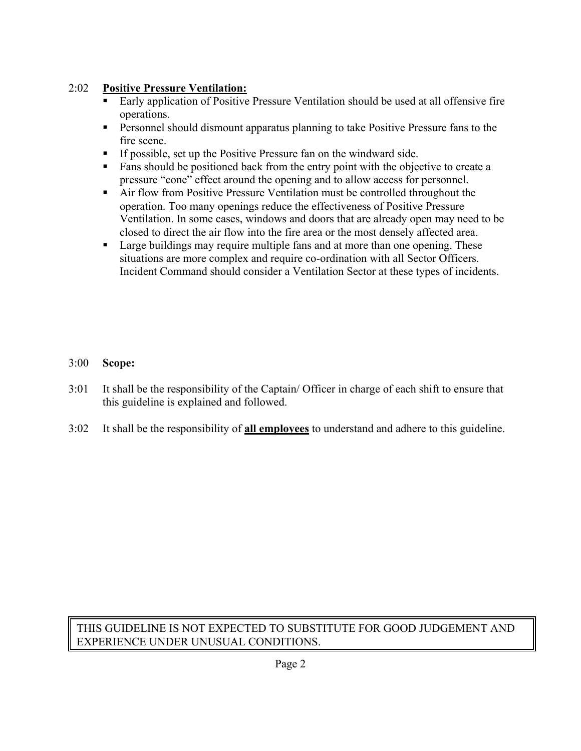2:02 **<u>Positive Pressure Ventilation:</u>**

- Early application of Positive Pressure Ventilation should be used at all offensive fire operations.
- Personnel should dismount apparatus planning to take Positive Pressure fans to the fire scene.
- If possible, set up the Positive Pressure fan on the windward side.
- Fans should be positioned back from the entry point with the objective to create a pressure "cone" effect around the opening and to allow access for personnel.
- Air flow from Positive Pressure Ventilation must be controlled throughout the operation. Too many openings reduce the effectiveness of Positive Pressure Ventilation. In some cases, windows and doors that are already open may need to be closed to direct the air flow into the fire area or the most densely affected area.
- Large buildings may require multiple fans and at more than one opening. These situations are more complex and require co-ordination with all Sector Officers. Incident Command should consider a Ventilation Sector at these types of incidents.

3:00 **Scope:**

3:01 It shall be the responsibility of the Captain/ Officer in charge of each shift to ensure that this guideline is explained and followed.

3:02 It shall be the responsibility of **<u>all employees</u>** to understand and adhere to this guideline.

THIS GUIDELINE IS NOT EXPECTED TO SUBSTITUTE FOR GOOD JUDGEMENT AND EXPERIENCE UNDER UNUSUAL CONDITIONS.